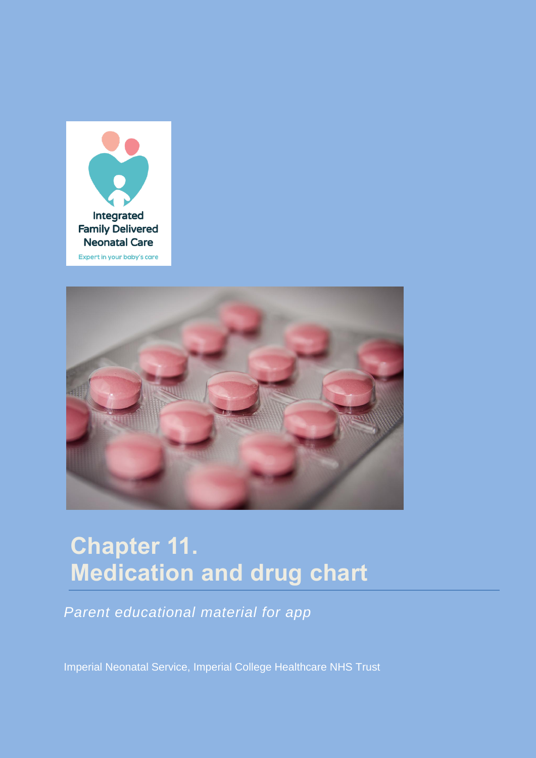Integrated Family Delivered Neonatal Care

Expert in your baby's care

# Chapter 11. Medication and drug chart

*Parent educational material for app*

Imperial Neonatal Service, Imperial College Healthcare NHS Trust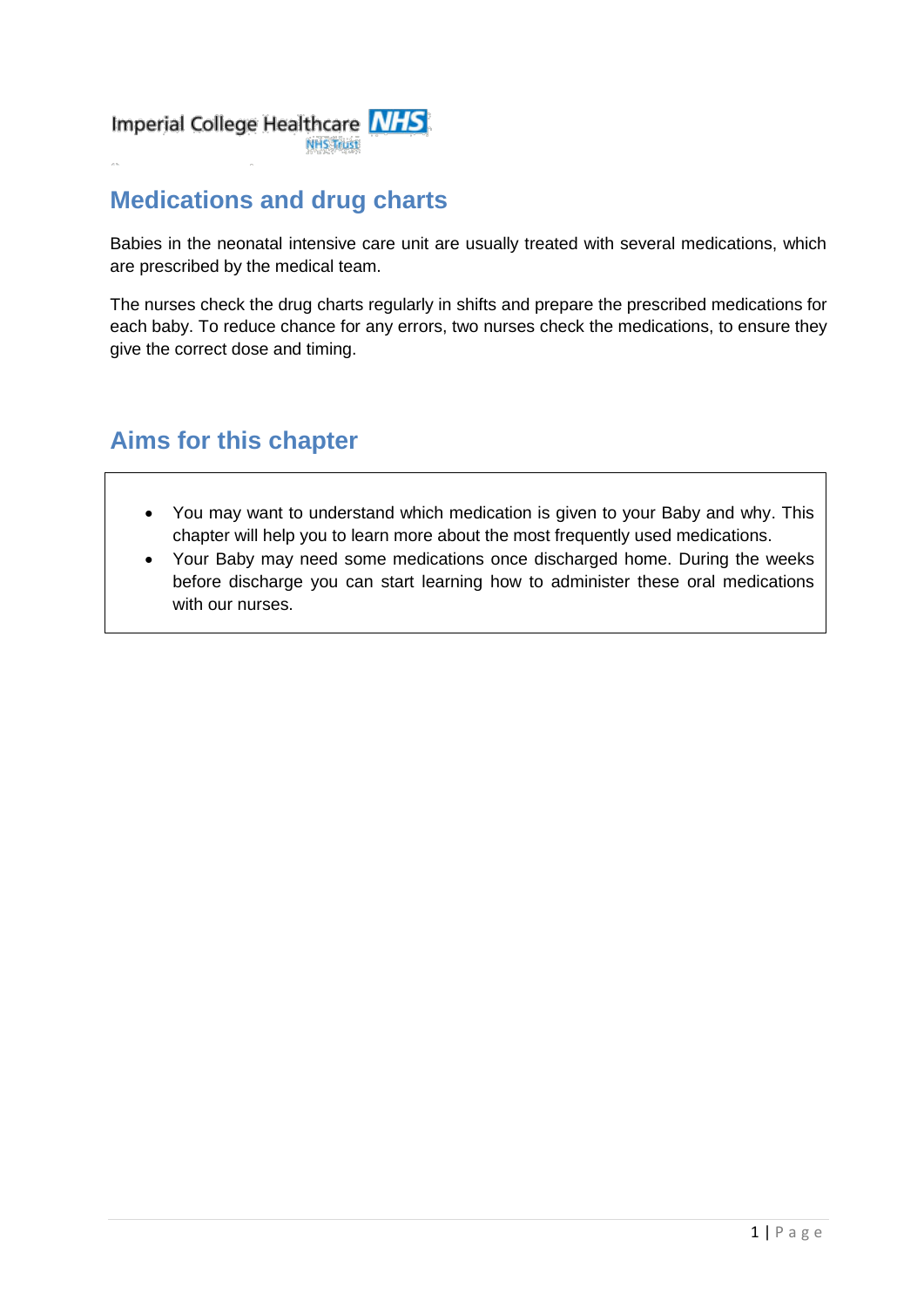# Medications and drug charts

Babies in the neonatal intensive care unit are usually treated with several medications, which are prescribed by the medical team.

The nurses check the drug charts regularly in shifts and prepare the prescribed medications for each baby. To reduce chance for any errors, two nurses check the medications, to ensure they give the correct dose and timing.

## Aims for this chapter

- You may want to understand which medication is given to your Baby and why. This chapter will help you to learn more about the most frequently used medications.
- Your Baby may need some medications once discharged home. During the weeks before discharge you can start learning how to administer these oral medications with our nurses.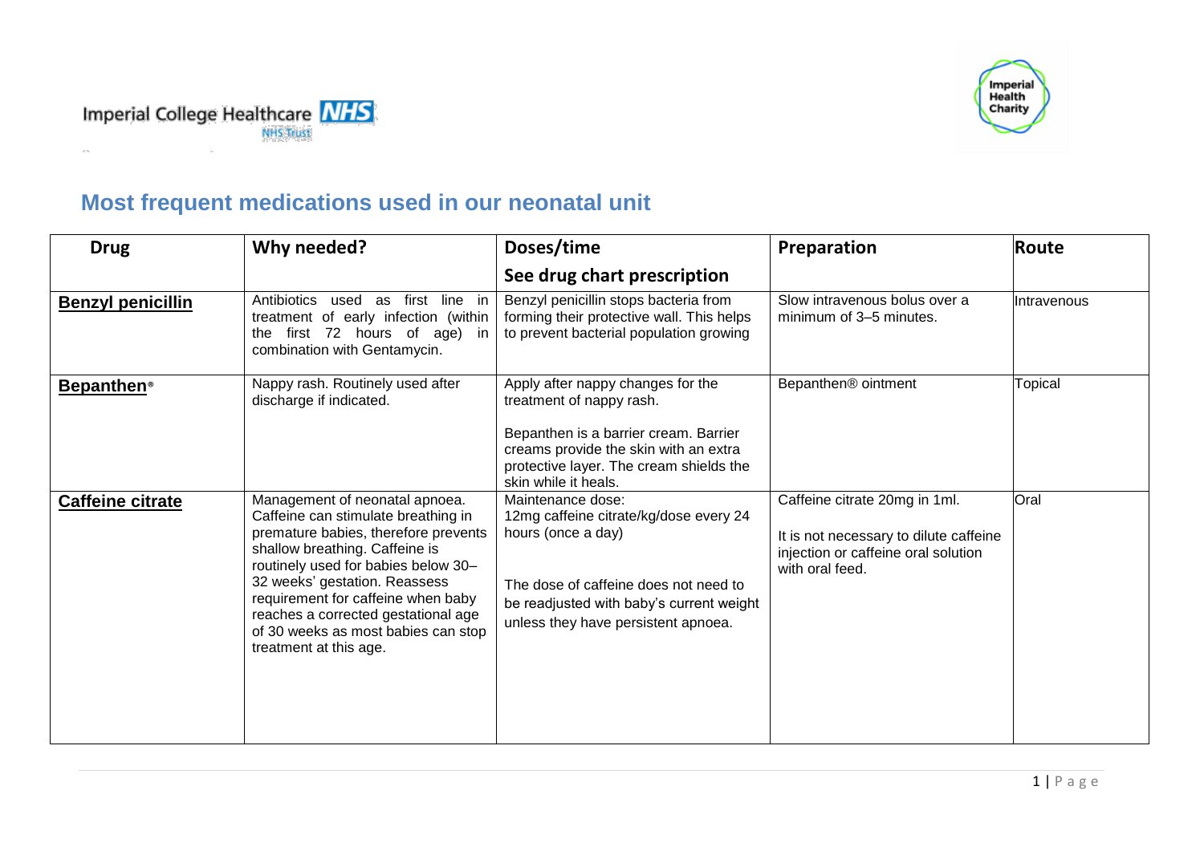## Most frequent medications used in our neonatal unit

| Drug | Why needed? | Doses/time<br>See drug chart prescription | Preparation | Route |
|---|---|---|---|---|
| **Benzyl penicillin** | Antibiotics used as first line in treatment of early infection (within the first 72 hours of age) in combination with Gentamycin. | Benzyl penicillin stops bacteria from forming their protective wall. This helps to prevent bacterial population growing | Slow intravenous bolus over a minimum of 3–5 minutes. | Intravenous |
| **Bepanthen®** | Nappy rash. Routinely used after discharge if indicated. | Apply after nappy changes for the treatment of nappy rash.<br><br>Bepanthen is a barrier cream. Barrier creams provide the skin with an extra protective layer. The cream shields the skin while it heals. | Bepanthen® ointment | Topical |
| **Caffeine citrate** | Management of neonatal apnoea. Caffeine can stimulate breathing in premature babies, therefore prevents shallow breathing. Caffeine is routinely used for babies below 30–32 weeks' gestation. Reassess requirement for caffeine when baby reaches a corrected gestational age of 30 weeks as most babies can stop treatment at this age. | Maintenance dose:<br>12mg caffeine citrate/kg/dose every 24 hours (once a day)<br><br>The dose of caffeine does not need to be readjusted with baby's current weight unless they have persistent apnoea. | Caffeine citrate 20mg in 1ml.<br><br>It is not necessary to dilute caffeine injection or caffeine oral solution with oral feed. | Oral |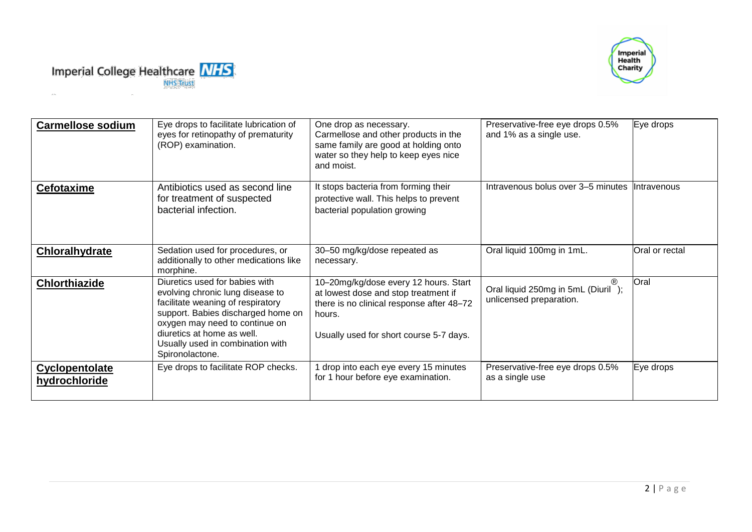| **Carmellose sodium** | Eye drops to facilitate lubrication of eyes for retinopathy of prematurity (ROP) examination. | One drop as necessary. Carmellose and other products in the same family are good at holding onto water so they help to keep eyes nice and moist. | Preservative-free eye drops 0.5% and 1% as a single use. | Eye drops |
|---|---|---|---|---|
| **Cefotaxime** | Antibiotics used as second line for treatment of suspected bacterial infection. | It stops bacteria from forming their protective wall. This helps to prevent bacterial population growing | Intravenous bolus over 3–5 minutes | Intravenous |
| **Chloralhydrate** | Sedation used for procedures, or additionally to other medications like morphine. | 30–50 mg/kg/dose repeated as necessary. | Oral liquid 100mg in 1mL. | Oral or rectal |
| **Chlorthiazide** | Diuretics used for babies with evolving chronic lung disease to facilitate weaning of respiratory support. Babies discharged home on oxygen may need to continue on diuretics at home as well. Usually used in combination with Spironolactone. | 10–20mg/kg/dose every 12 hours. Start at lowest dose and stop treatment if there is no clinical response after 48–72 hours. Usually used for short course 5-7 days. | Oral liquid 250mg in 5mL (Diuril®); unlicensed preparation. | Oral |
| **Cyclopentolate hydrochloride** | Eye drops to facilitate ROP checks. | 1 drop into each eye every 15 minutes for 1 hour before eye examination. | Preservative-free eye drops 0.5% as a single use | Eye drops |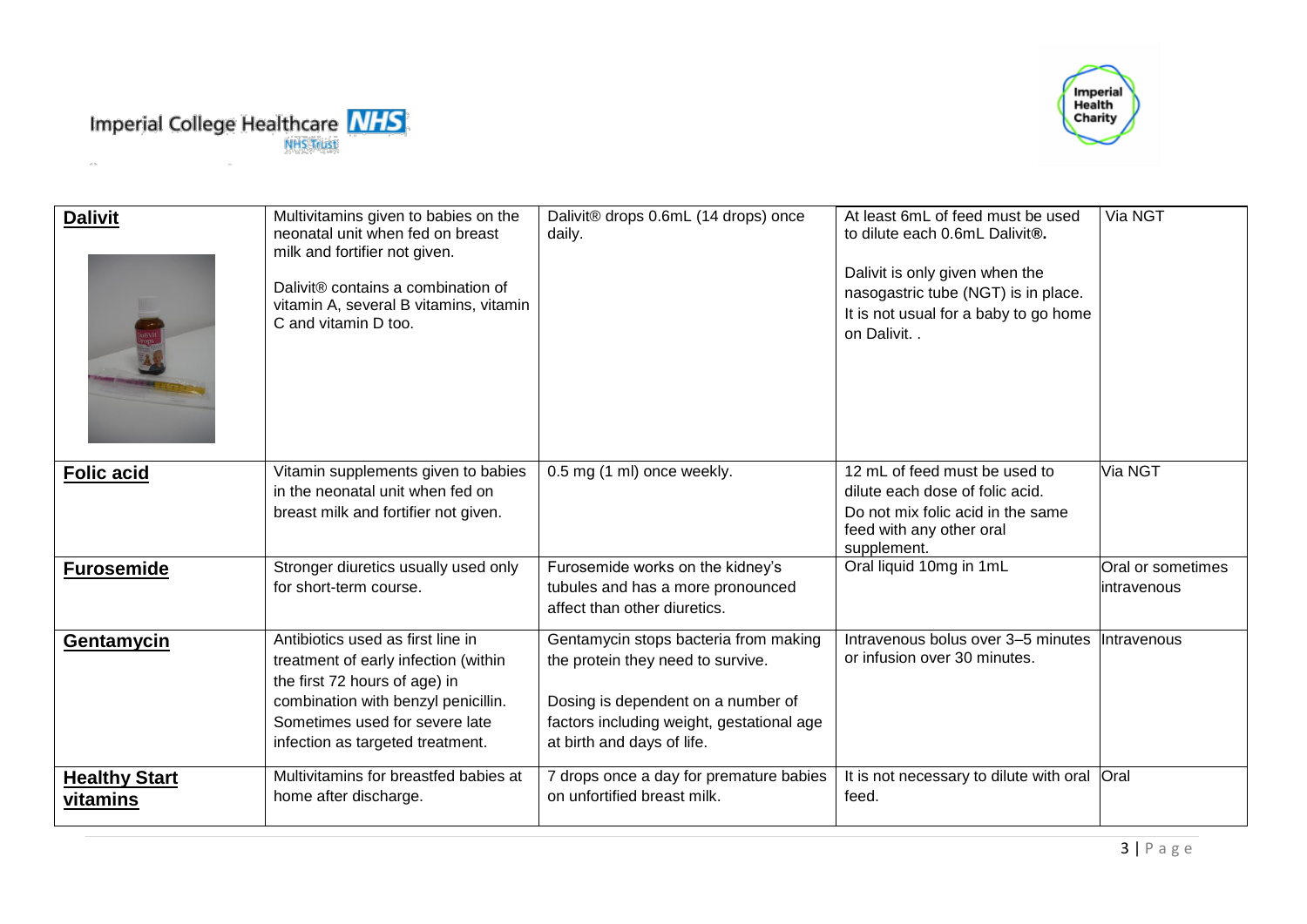| **Dalivit** | Multivitamins given to babies on the neonatal unit when fed on breast milk and fortifier not given.<br><br>Dalivit® contains a combination of vitamin A, several B vitamins, vitamin C and vitamin D too. | Dalivit® drops 0.6mL (14 drops) once daily. | At least 6mL of feed must be used to dilute each 0.6mL Dalivit®.<br><br>Dalivit is only given when the nasogastric tube (NGT) is in place. It is not usual for a baby to go home on Dalivit. . | Via NGT |
|---|---|---|---|---|
| **Folic acid** | Vitamin supplements given to babies in the neonatal unit when fed on breast milk and fortifier not given. | 0.5 mg (1 ml) once weekly. | 12 mL of feed must be used to dilute each dose of folic acid.<br>Do not mix folic acid in the same feed with any other oral supplement. | Via NGT |
| **Furosemide** | Stronger diuretics usually used only for short-term course. | Furosemide works on the kidney's tubules and has a more pronounced affect than other diuretics. | Oral liquid 10mg in 1mL | Oral or sometimes intravenous |
| **Gentamycin** | Antibiotics used as first line in treatment of early infection (within the first 72 hours of age) in combination with benzyl penicillin. Sometimes used for severe late infection as targeted treatment. | Gentamycin stops bacteria from making the protein they need to survive.<br><br>Dosing is dependent on a number of factors including weight, gestational age at birth and days of life. | Intravenous bolus over 3–5 minutes or infusion over 30 minutes. | Intravenous |
| **Healthy Start vitamins** | Multivitamins for breastfed babies at home after discharge. | 7 drops once a day for premature babies on unfortified breast milk. | It is not necessary to dilute with oral feed. | Oral |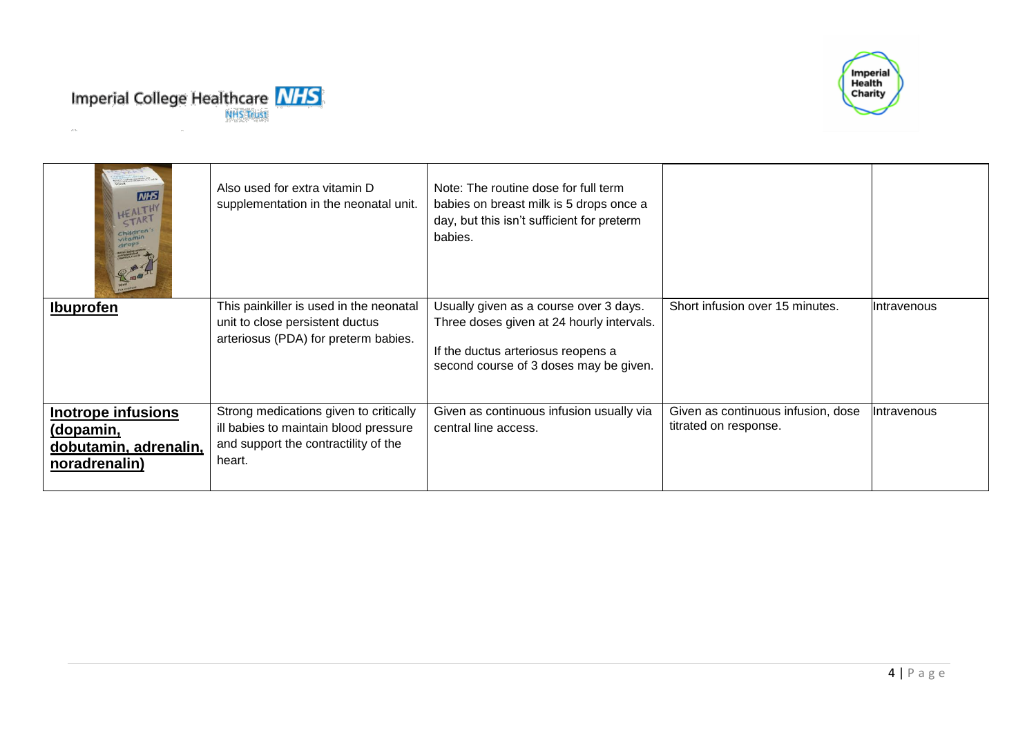| | | | | |
|---|---|---|---|---|
| | Also used for extra vitamin D supplementation in the neonatal unit. | Note: The routine dose for full term babies on breast milk is 5 drops once a day, but this isn't sufficient for preterm babies. | | |
| **Ibuprofen** | This painkiller is used in the neonatal unit to close persistent ductus arteriosus (PDA) for preterm babies. | Usually given as a course over 3 days. Three doses given at 24 hourly intervals.<br><br>If the ductus arteriosus reopens a second course of 3 doses may be given. | Short infusion over 15 minutes. | Intravenous |
| **Inotrope infusions (dopamin, dobutamin, adrenalin, noradrenalin)** | Strong medications given to critically ill babies to maintain blood pressure and support the contractility of the heart. | Given as continuous infusion usually via central line access. | Given as continuous infusion, dose titrated on response. | Intravenous |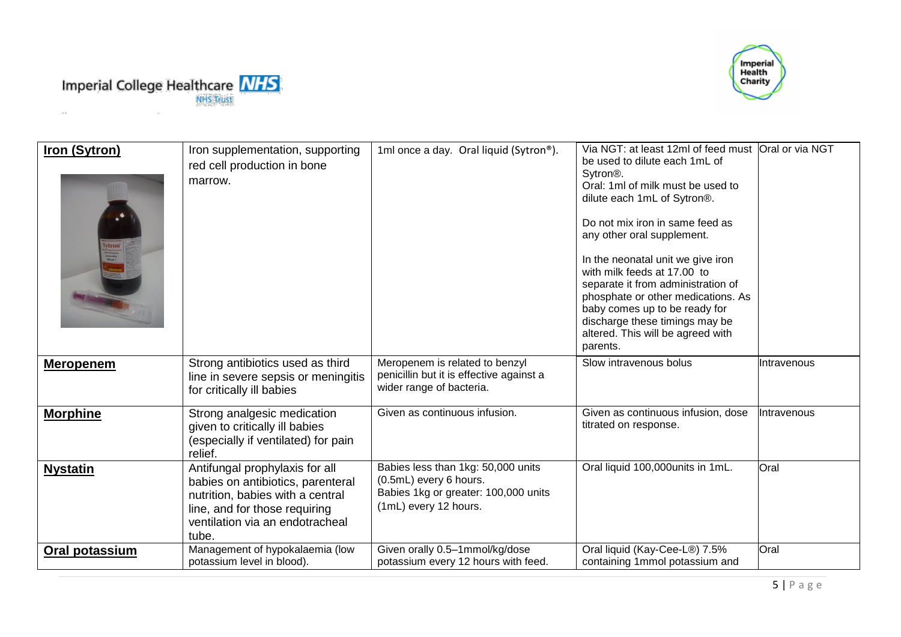| **Iron (Sytron)** | Iron supplementation, supporting red cell production in bone marrow. | 1ml once a day. Oral liquid (Sytron®). | Via NGT: at least 12ml of feed must be used to dilute each 1mL of Sytron®.<br>Oral: 1ml of milk must be used to dilute each 1mL of Sytron®.<br><br>Do not mix iron in same feed as any other oral supplement.<br><br>In the neonatal unit we give iron with milk feeds at 17.00 to separate it from administration of phosphate or other medications. As baby comes up to be ready for discharge these timings may be altered. This will be agreed with parents. | Oral or via NGT |
|---|---|---|---|---|
| **Meropenem** | Strong antibiotics used as third line in severe sepsis or meningitis for critically ill babies | Meropenem is related to benzyl penicillin but it is effective against a wider range of bacteria. | Slow intravenous bolus | Intravenous |
| **Morphine** | Strong analgesic medication given to critically ill babies (especially if ventilated) for pain relief. | Given as continuous infusion. | Given as continuous infusion, dose titrated on response. | Intravenous |
| **Nystatin** | Antifungal prophylaxis for all babies on antibiotics, parenteral nutrition, babies with a central line, and for those requiring ventilation via an endotracheal tube. | Babies less than 1kg: 50,000 units (0.5mL) every 6 hours.<br>Babies 1kg or greater: 100,000 units (1mL) every 12 hours. | Oral liquid 100,000units in 1mL. | Oral |
| **Oral potassium** | Management of hypokalaemia (low potassium level in blood). | Given orally 0.5–1mmol/kg/dose potassium every 12 hours with feed. | Oral liquid (Kay-Cee-L®) 7.5% containing 1mmol potassium and | Oral |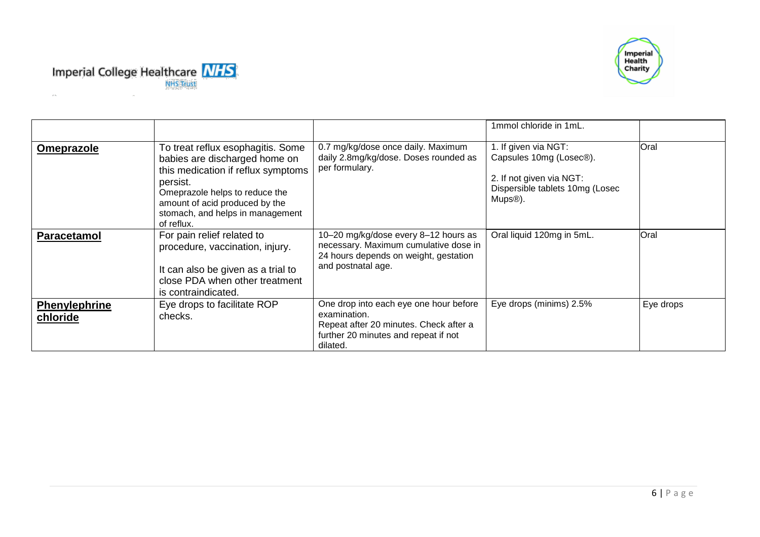| | | | | |
|---|---|---|---|---|
| | | | 1mmol chloride in 1mL. | |
| **Omeprazole** | To treat reflux esophagitis. Some babies are discharged home on this medication if reflux symptoms persist.<br>Omeprazole helps to reduce the amount of acid produced by the stomach, and helps in management of reflux. | 0.7 mg/kg/dose once daily. Maximum daily 2.8mg/kg/dose. Doses rounded as per formulary. | 1. If given via NGT: Capsules 10mg (Losec®).<br><br>2. If not given via NGT: Dispersible tablets 10mg (Losec Mups®). | Oral |
| **Paracetamol** | For pain relief related to procedure, vaccination, injury.<br><br>It can also be given as a trial to close PDA when other treatment is contraindicated. | 10–20 mg/kg/dose every 8–12 hours as necessary. Maximum cumulative dose in 24 hours depends on weight, gestation and postnatal age. | Oral liquid 120mg in 5mL. | Oral |
| **Phenylephrine chloride** | Eye drops to facilitate ROP checks. | One drop into each eye one hour before examination.<br>Repeat after 20 minutes. Check after a further 20 minutes and repeat if not dilated. | Eye drops (minims) 2.5% | Eye drops |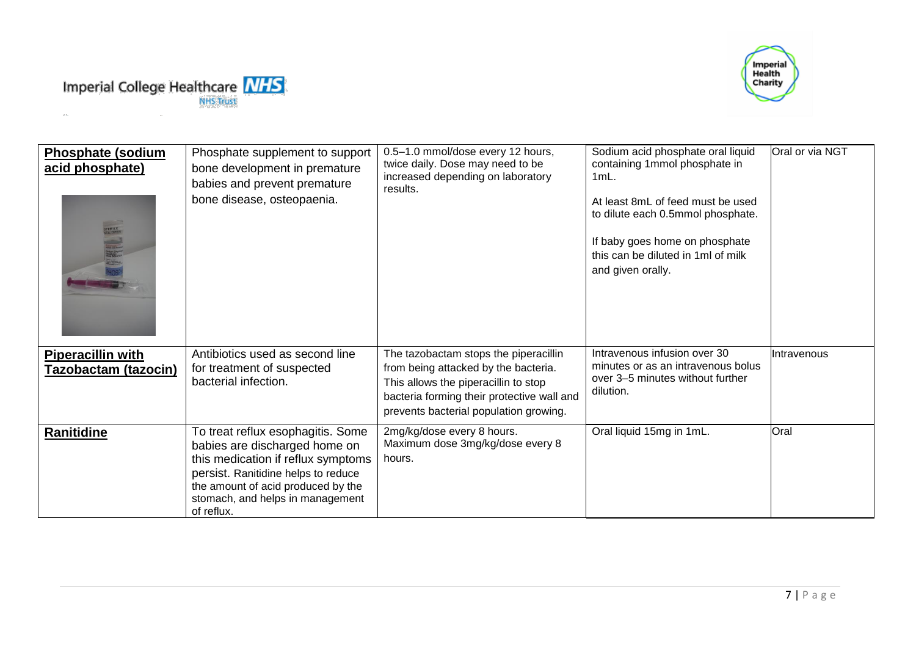| **Phosphate (sodium acid phosphate)** | Phosphate supplement to support bone development in premature babies and prevent premature bone disease, osteopaenia. | 0.5–1.0 mmol/dose every 12 hours, twice daily. Dose may need to be increased depending on laboratory results. | Sodium acid phosphate oral liquid containing 1mmol phosphate in 1mL.<br><br>At least 8mL of feed must be used to dilute each 0.5mmol phosphate.<br><br>If baby goes home on phosphate this can be diluted in 1ml of milk and given orally. | Oral or via NGT |
|---|---|---|---|---|
| **Piperacillin with Tazobactam (tazocin)** | Antibiotics used as second line for treatment of suspected bacterial infection. | The tazobactam stops the piperacillin from being attacked by the bacteria. This allows the piperacillin to stop bacteria forming their protective wall and prevents bacterial population growing. | Intravenous infusion over 30 minutes or as an intravenous bolus over 3–5 minutes without further dilution. | Intravenous |
| **Ranitidine** | To treat reflux esophagitis. Some babies are discharged home on this medication if reflux symptoms persist. Ranitidine helps to reduce the amount of acid produced by the stomach, and helps in management of reflux. | 2mg/kg/dose every 8 hours. Maximum dose 3mg/kg/dose every 8 hours. | Oral liquid 15mg in 1mL. | Oral |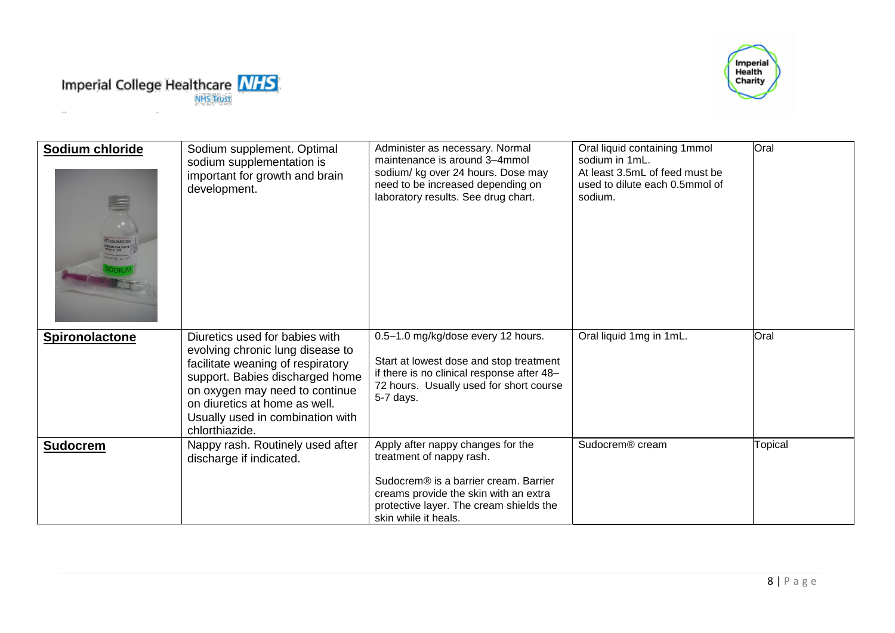| **Sodium chloride** | Sodium supplement. Optimal sodium supplementation is important for growth and brain development. | Administer as necessary. Normal maintenance is around 3–4mmol sodium/ kg over 24 hours. Dose may need to be increased depending on laboratory results. See drug chart. | Oral liquid containing 1mmol sodium in 1mL. At least 3.5mL of feed must be used to dilute each 0.5mmol of sodium. | Oral |
|---|---|---|---|---|
| **Spironolactone** | Diuretics used for babies with evolving chronic lung disease to facilitate weaning of respiratory support. Babies discharged home on oxygen may need to continue on diuretics at home as well. Usually used in combination with chlorthiazide. | 0.5–1.0 mg/kg/dose every 12 hours. <br><br> Start at lowest dose and stop treatment if there is no clinical response after 48–72 hours. Usually used for short course 5-7 days. | Oral liquid 1mg in 1mL. | Oral |
| **Sudocrem** | Nappy rash. Routinely used after discharge if indicated. | Apply after nappy changes for the treatment of nappy rash. <br><br> Sudocrem® is a barrier cream. Barrier creams provide the skin with an extra protective layer. The cream shields the skin while it heals. | Sudocrem® cream | Topical |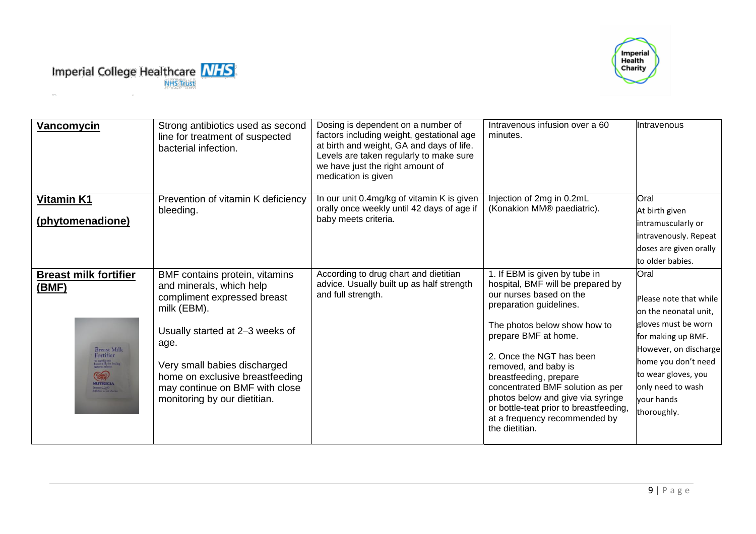| **Vancomycin** | Strong antibiotics used as second line for treatment of suspected bacterial infection. | Dosing is dependent on a number of factors including weight, gestational age at birth and weight, GA and days of life. Levels are taken regularly to make sure we have just the right amount of medication is given | Intravenous infusion over a 60 minutes. | Intravenous |
|---|---|---|---|---|
| **Vitamin K1 (phytomenadione)** | Prevention of vitamin K deficiency bleeding. | In our unit 0.4mg/kg of vitamin K is given orally once weekly until 42 days of age if baby meets criteria. | Injection of 2mg in 0.2mL (Konakion MM® paediatric). | Oral<br>At birth given intramuscularly or intravenously. Repeat doses are given orally to older babies. |
| **Breast milk fortifier (BMF)** | BMF contains protein, vitamins and minerals, which help compliment expressed breast milk (EBM).<br><br>Usually started at 2–3 weeks of age.<br><br>Very small babies discharged home on exclusive breastfeeding may continue on BMF with close monitoring by our dietitian. | According to drug chart and dietitian advice. Usually built up as half strength and full strength. | 1. If EBM is given by tube in hospital, BMF will be prepared by our nurses based on the preparation guidelines.<br><br>The photos below show how to prepare BMF at home.<br><br>2. Once the NGT has been removed, and baby is breastfeeding, prepare concentrated BMF solution as per photos below and give via syringe or bottle-teat prior to breastfeeding, at a frequency recommended by the dietitian. | Oral<br><br>Please note that while on the neonatal unit, gloves must be worn for making up BMF. However, on discharge home you don't need to wear gloves, you only need to wash your hands thoroughly. |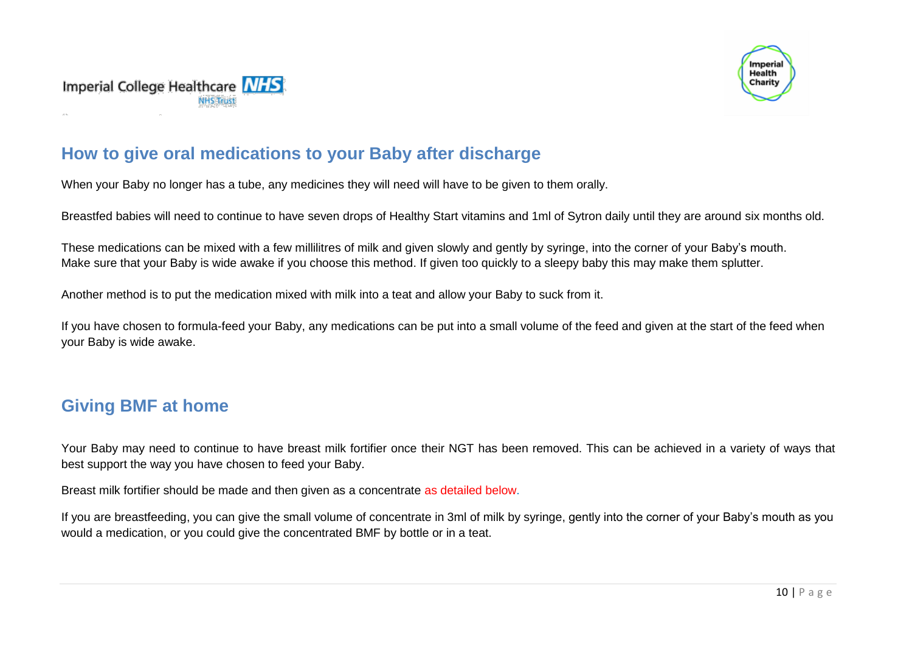## How to give oral medications to your Baby after discharge

When your Baby no longer has a tube, any medicines they will need will have to be given to them orally.

Breastfed babies will need to continue to have seven drops of Healthy Start vitamins and 1ml of Sytron daily until they are around six months old.

These medications can be mixed with a few millilitres of milk and given slowly and gently by syringe, into the corner of your Baby's mouth.
Make sure that your Baby is wide awake if you choose this method. If given too quickly to a sleepy baby this may make them splutter.

Another method is to put the medication mixed with milk into a teat and allow your Baby to suck from it.

If you have chosen to formula-feed your Baby, any medications can be put into a small volume of the feed and given at the start of the feed when your Baby is wide awake.

## Giving BMF at home

Your Baby may need to continue to have breast milk fortifier once their NGT has been removed. This can be achieved in a variety of ways that best support the way you have chosen to feed your Baby.

Breast milk fortifier should be made and then given as a concentrate as detailed below.

If you are breastfeeding, you can give the small volume of concentrate in 3ml of milk by syringe, gently into the corner of your Baby's mouth as you would a medication, or you could give the concentrated BMF by bottle or in a teat.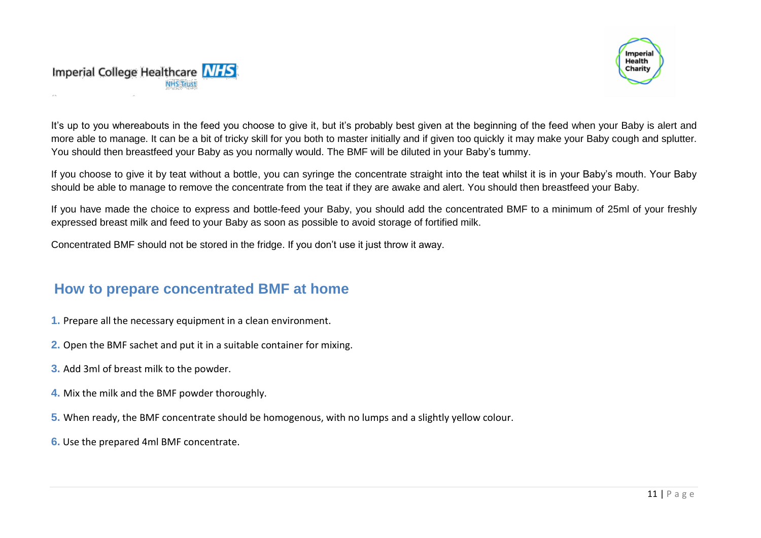It's up to you whereabouts in the feed you choose to give it, but it's probably best given at the beginning of the feed when your Baby is alert and more able to manage. It can be a bit of tricky skill for you both to master initially and if given too quickly it may make your Baby cough and splutter. You should then breastfeed your Baby as you normally would. The BMF will be diluted in your Baby's tummy.

If you choose to give it by teat without a bottle, you can syringe the concentrate straight into the teat whilst it is in your Baby's mouth. Your Baby should be able to manage to remove the concentrate from the teat if they are awake and alert. You should then breastfeed your Baby.

If you have made the choice to express and bottle-feed your Baby, you should add the concentrated BMF to a minimum of 25ml of your freshly expressed breast milk and feed to your Baby as soon as possible to avoid storage of fortified milk.

Concentrated BMF should not be stored in the fridge. If you don't use it just throw it away.

## How to prepare concentrated BMF at home

1. Prepare all the necessary equipment in a clean environment.
2. Open the BMF sachet and put it in a suitable container for mixing.
3. Add 3ml of breast milk to the powder.
4. Mix the milk and the BMF powder thoroughly.
5. When ready, the BMF concentrate should be homogenous, with no lumps and a slightly yellow colour.
6. Use the prepared 4ml BMF concentrate.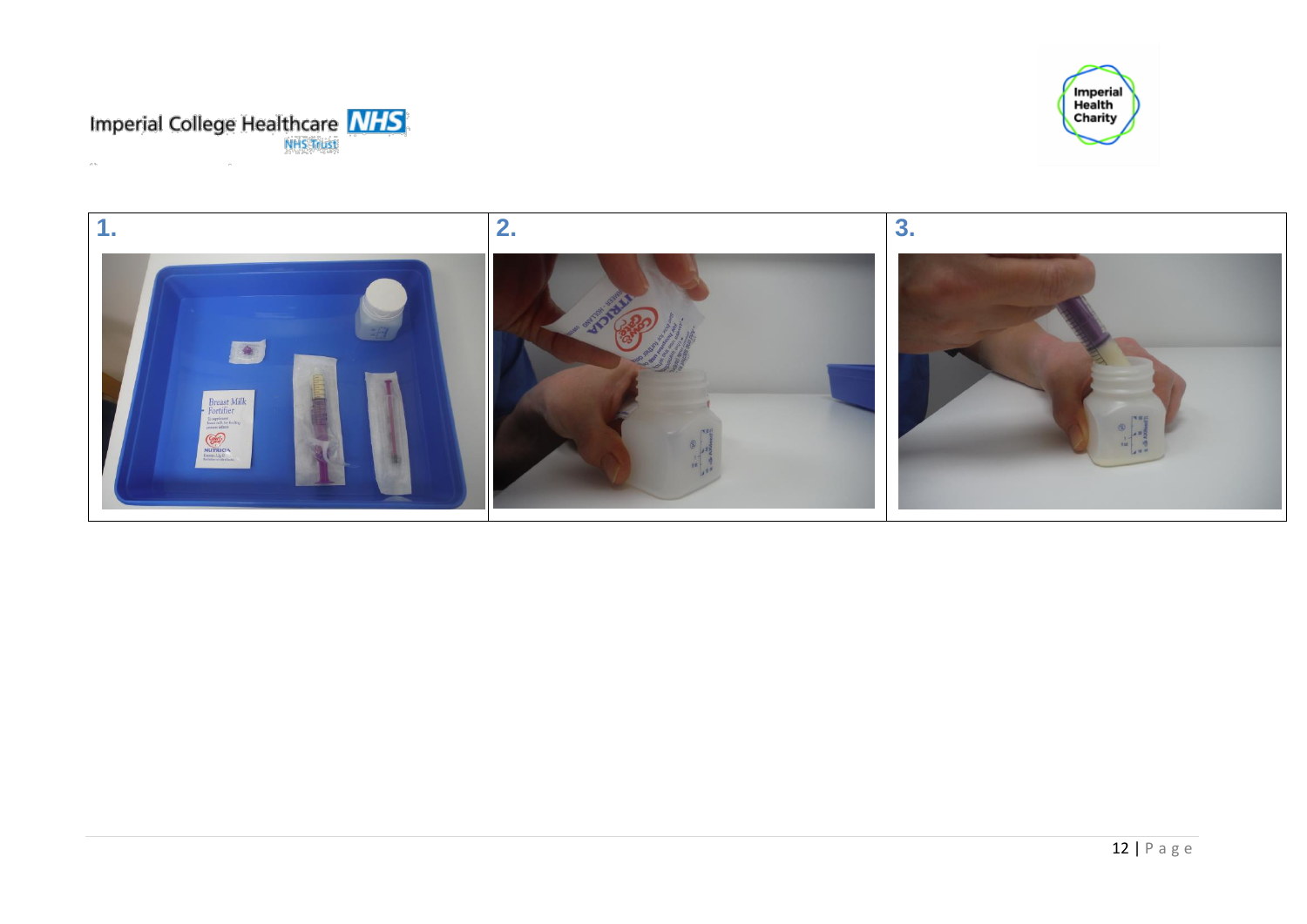| 1. | 2. | 3. |
| --- | --- | --- |
|  |  |  |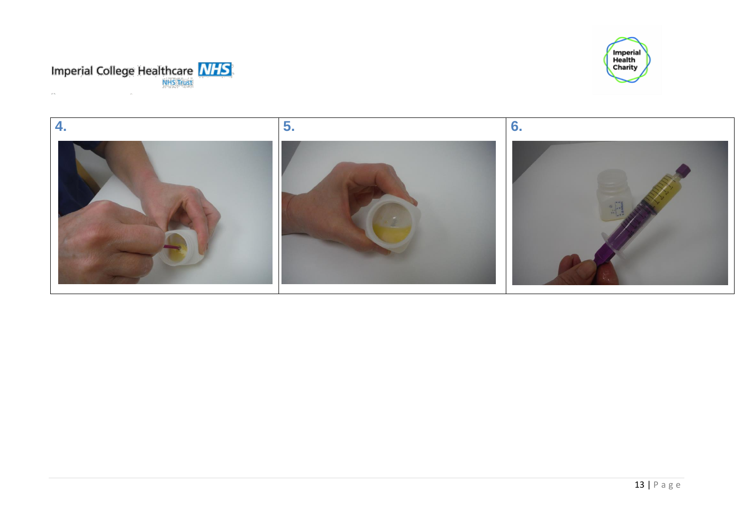| 4. | 5. | 6. |
| --- | --- | --- |
| | | |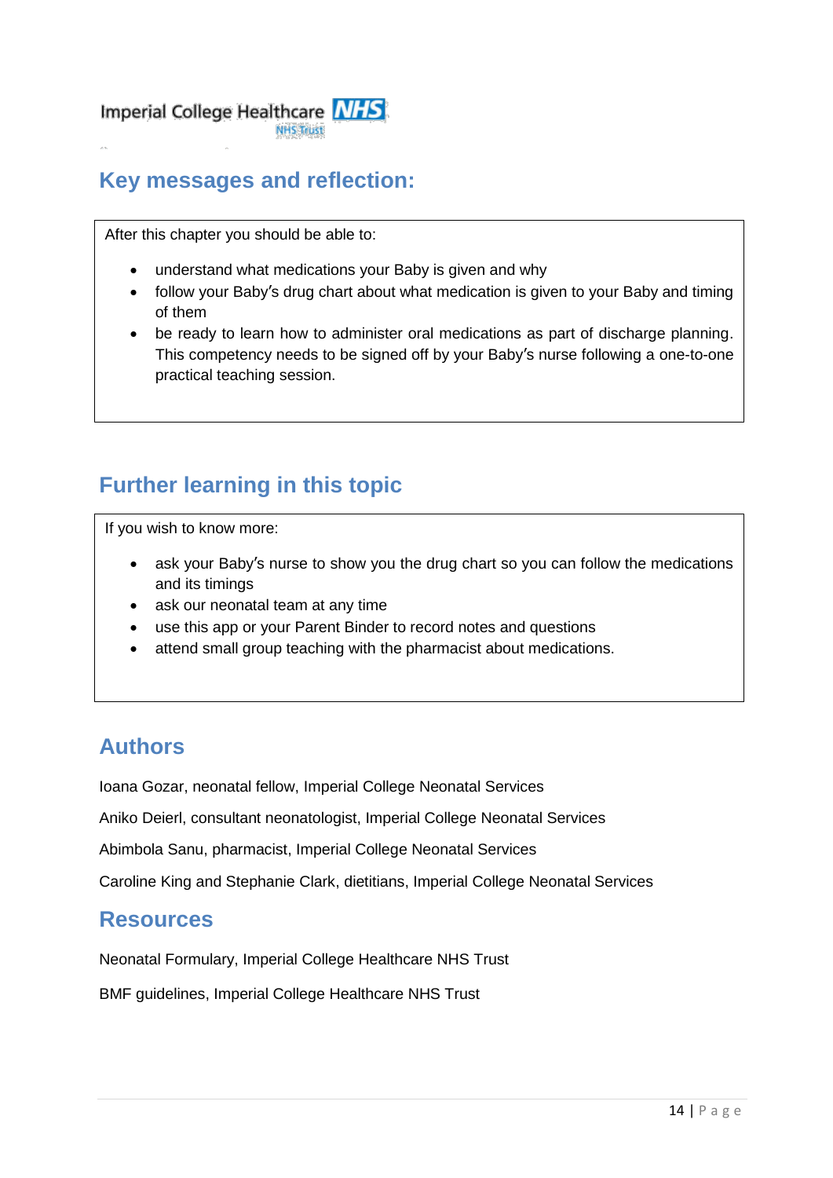## Key messages and reflection:

After this chapter you should be able to:

- understand what medications your Baby is given and why
- follow your Baby's drug chart about what medication is given to your Baby and timing of them
- be ready to learn how to administer oral medications as part of discharge planning. This competency needs to be signed off by your Baby's nurse following a one-to-one practical teaching session.

## Further learning in this topic

If you wish to know more:

- ask your Baby's nurse to show you the drug chart so you can follow the medications and its timings
- ask our neonatal team at any time
- use this app or your Parent Binder to record notes and questions
- attend small group teaching with the pharmacist about medications.

## Authors

Ioana Gozar, neonatal fellow, Imperial College Neonatal Services

Aniko Deierl, consultant neonatologist, Imperial College Neonatal Services

Abimbola Sanu, pharmacist, Imperial College Neonatal Services

Caroline King and Stephanie Clark, dietitians, Imperial College Neonatal Services

## Resources

Neonatal Formulary, Imperial College Healthcare NHS Trust

BMF guidelines, Imperial College Healthcare NHS Trust